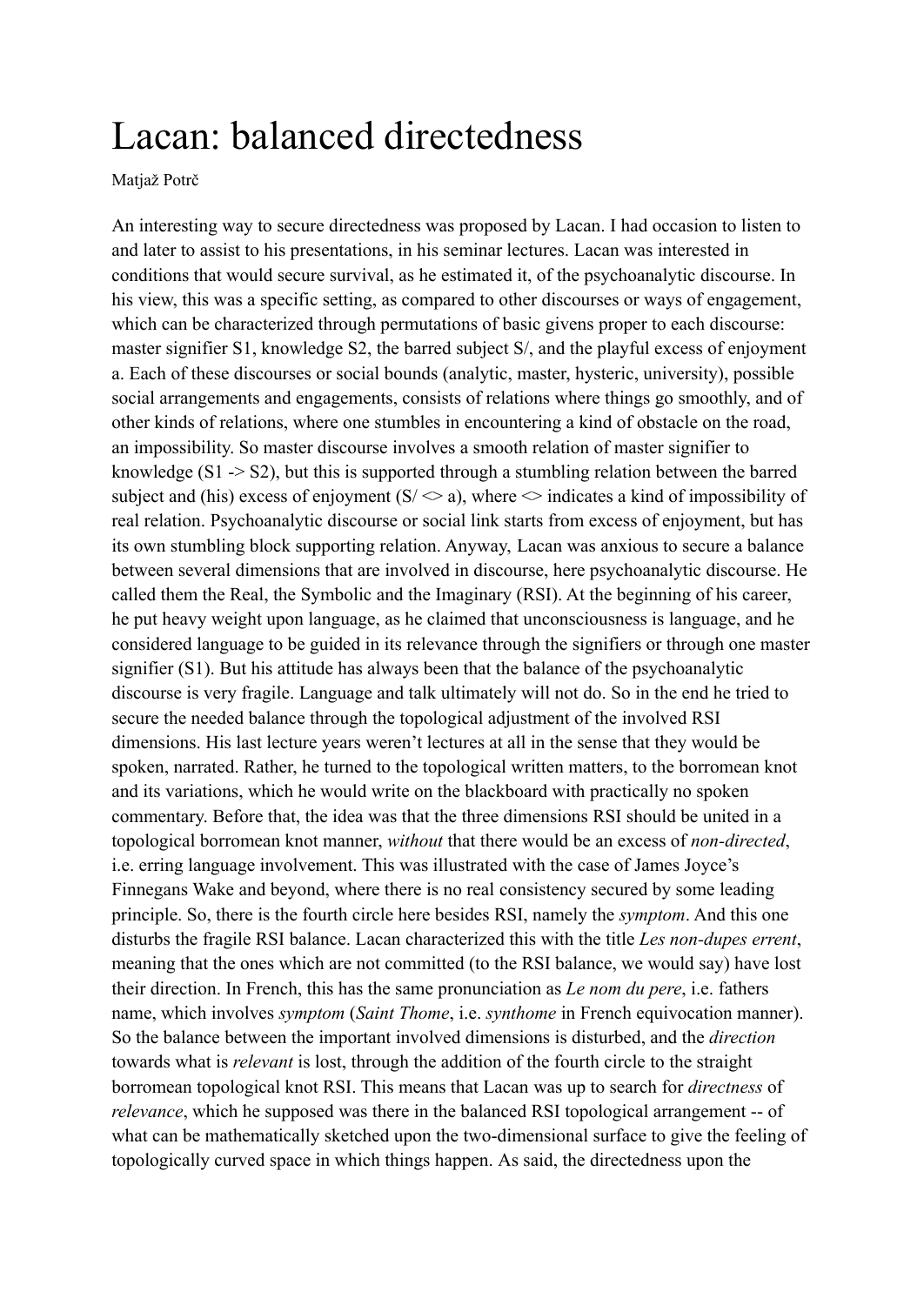# Lacan: balanced directedness

Matjaž Potrč

An interesting way to secure directedness was proposed by Lacan. I had occasion to listen to and later to assist to his presentations, in his seminar lectures. Lacan was interested in conditions that would secure survival, as he estimated it, of the psychoanalytic discourse. In his view, this was a specific setting, as compared to other discourses or ways of engagement, which can be characterized through permutations of basic givens proper to each discourse: master signifier S1, knowledge S2, the barred subject S/, and the playful excess of enjoyment a. Each of these discourses or social bounds (analytic, master, hysteric, university), possible social arrangements and engagements, consists of relations where things go smoothly, and of other kinds of relations, where one stumbles in encountering a kind of obstacle on the road, an impossibility. So master discourse involves a smooth relation of master signifier to knowledge (S1 -> S2), but this is supported through a stumbling relation between the barred subject and (his) excess of enjoyment (S/ <> a), where <> indicates a kind of impossibility of real relation. Psychoanalytic discourse or social link starts from excess of enjoyment, but has its own stumbling block supporting relation. Anyway, Lacan was anxious to secure a balance between several dimensions that are involved in discourse, here psychoanalytic discourse. He called them the Real, the Symbolic and the Imaginary (RSI). At the beginning of his career, he put heavy weight upon language, as he claimed that unconsciousness is language, and he considered language to be guided in its relevance through the signifiers or through one master signifier (S1). But his attitude has always been that the balance of the psychoanalytic discourse is very fragile. Language and talk ultimately will not do. So in the end he tried to secure the needed balance through the topological adjustment of the involved RSI dimensions. His last lecture years weren't lectures at all in the sense that they would be spoken, narrated. Rather, he turned to the topological written matters, to the borromean knot and its variations, which he would write on the blackboard with practically no spoken commentary. Before that, the idea was that the three dimensions RSI should be united in a topological borromean knot manner, *without* that there would be an excess of *non-directed*, i.e. erring language involvement. This was illustrated with the case of James Joyce's Finnegans Wake and beyond, where there is no real consistency secured by some leading principle. So, there is the fourth circle here besides RSI, namely the *symptom*. And this one disturbs the fragile RSI balance. Lacan characterized this with the title *Les non-dupes errent*, meaning that the ones which are not committed (to the RSI balance, we would say) have lost their direction. In French, this has the same pronunciation as *Le nom du pere*, i.e. fathers name, which involves *symptom* (*Saint Thome*, i.e. *synthome* in French equivocation manner). So the balance between the important involved dimensions is disturbed, and the *direction* towards what is *relevant* is lost, through the addition of the fourth circle to the straight borromean topological knot RSI. This means that Lacan was up to search for *directness* of *relevance*, which he supposed was there in the balanced RSI topological arrangement -- of what can be mathematically sketched upon the two-dimensional surface to give the feeling of topologically curved space in which things happen. As said, the directedness upon the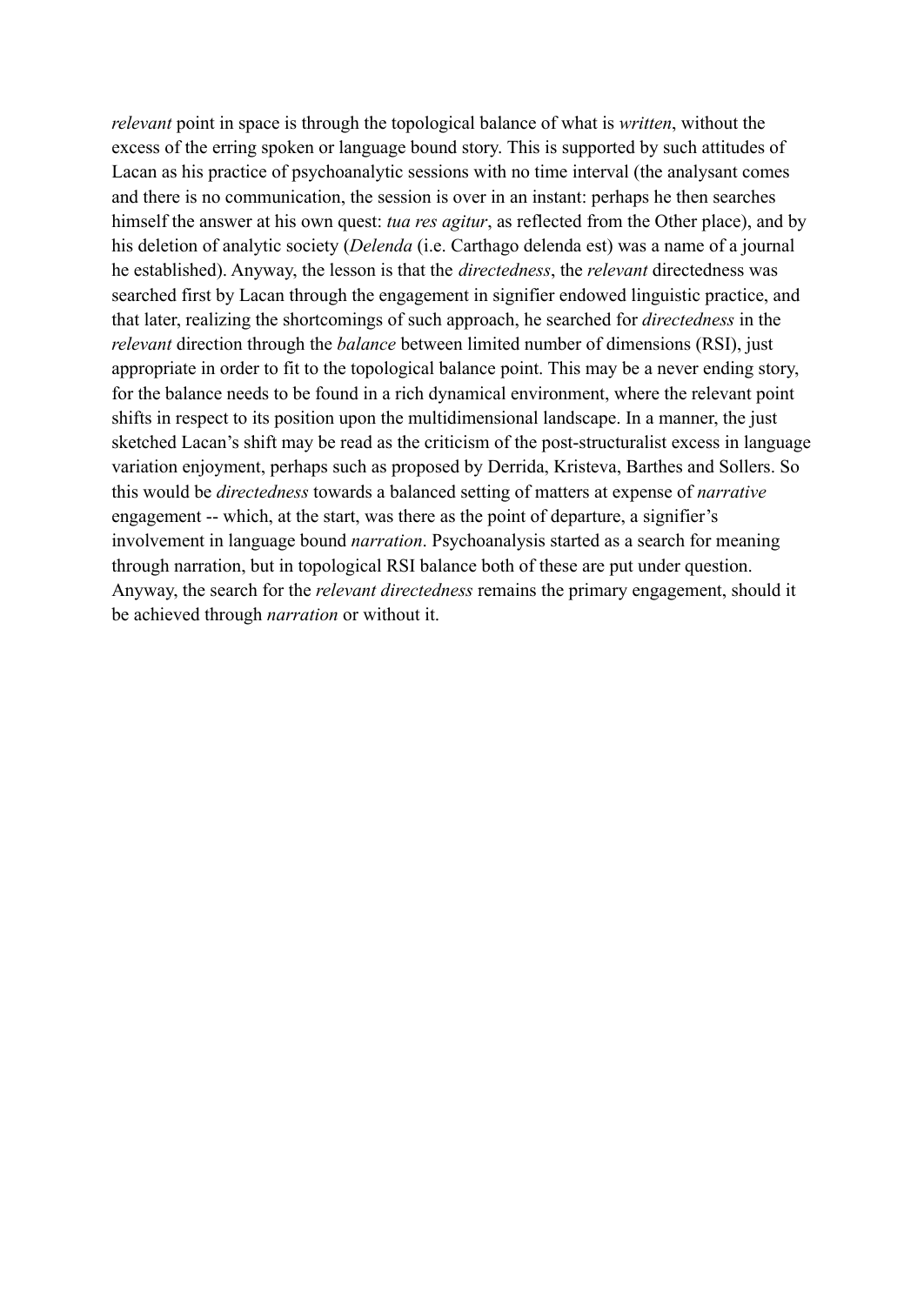*relevant* point in space is through the topological balance of what is *written*, without the excess of the erring spoken or language bound story. This is supported by such attitudes of Lacan as his practice of psychoanalytic sessions with no time interval (the analysant comes and there is no communication, the session is over in an instant: perhaps he then searches himself the answer at his own quest: *tua res agitur*, as reflected from the Other place), and by his deletion of analytic society (*Delenda* (i.e. Carthago delenda est) was a name of a journal he established). Anyway, the lesson is that the *directedness*, the *relevant* directedness was searched first by Lacan through the engagement in signifier endowed linguistic practice, and that later, realizing the shortcomings of such approach, he searched for *directedness* in the *relevant* direction through the *balance* between limited number of dimensions (RSI), just appropriate in order to fit to the topological balance point. This may be a never ending story, for the balance needs to be found in a rich dynamical environment, where the relevant point shifts in respect to its position upon the multidimensional landscape. In a manner, the just sketched Lacan's shift may be read as the criticism of the post-structuralist excess in language variation enjoyment, perhaps such as proposed by Derrida, Kristeva, Barthes and Sollers. So this would be *directedness* towards a balanced setting of matters at expense of *narrative* engagement -- which, at the start, was there as the point of departure, a signifier's involvement in language bound *narration*. Psychoanalysis started as a search for meaning through narration, but in topological RSI balance both of these are put under question. Anyway, the search for the *relevant directedness* remains the primary engagement, should it be achieved through *narration* or without it.